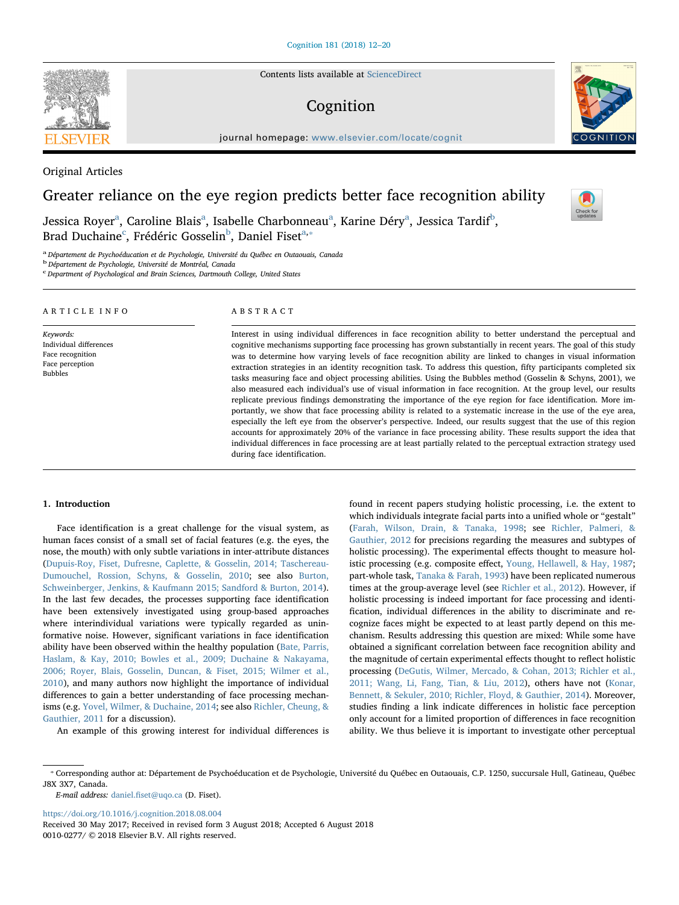Original Articles

# Greater reliance on the eye region predicts better face recognition ability

Jessica Royer[a], Caroline Blais[a], Isabelle Charbonneau[a], Karine Déry[a], Jessica Tardif[b], Brad Duchaine[c], Frédéric Gosselin[b], Daniel Fiset[a,*]

[a] Département de Psychoéducation et de Psychologie, Université du Québec en Outaouais, Canada
[b] Département de Psychologie, Université de Montréal, Canada
[c] Department of Psychological and Brain Sciences, Dartmouth College, United States

**ARTICLE INFO**

*Keywords:*
Individual differences
Face recognition
Face perception
Bubbles

**ABSTRACT**

Interest in using individual differences in face recognition ability to better understand the perceptual and cognitive mechanisms supporting face processing has grown substantially in recent years. The goal of this study was to determine how varying levels of face recognition ability are linked to changes in visual information extraction strategies in an identity recognition task. To address this question, fifty participants completed six tasks measuring face and object processing abilities. Using the Bubbles method (Gosselin & Schyns, 2001), we also measured each individual's use of visual information in face recognition. At the group level, our results replicate previous findings demonstrating the importance of the eye region for face identification. More importantly, we show that face processing ability is related to a systematic increase in the use of the eye area, especially the left eye from the observer's perspective. Indeed, our results suggest that the use of this region accounts for approximately 20% of the variance in face processing ability. These results support the idea that individual differences in face processing are at least partially related to the perceptual extraction strategy used during face identification.

## 1. Introduction

Face identification is a great challenge for the visual system, as human faces consist of a small set of facial features (e.g. the eyes, the nose, the mouth) with only subtle variations in inter-attribute distances (Dupuis-Roy, Fiset, Dufresne, Caplette, & Gosselin, 2014; Taschereau-Dumouchel, Rossion, Schyns, & Gosselin, 2010; see also Burton, Schweinberger, Jenkins, & Kaufmann 2015; Sandford & Burton, 2014). In the last few decades, the processes supporting face identification have been extensively investigated using group-based approaches where interindividual variations were typically regarded as uninformative noise. However, significant variations in face identification ability have been observed within the healthy population (Bate, Parris, Haslam, & Kay, 2010; Bowles et al., 2009; Duchaine & Nakayama, 2006; Royer, Blais, Gosselin, Duncan, & Fiset, 2015; Wilmer et al., 2010), and many authors now highlight the importance of individual differences to gain a better understanding of face processing mechanisms (e.g. Yovel, Wilmer, & Duchaine, 2014; see also Richler, Cheung, & Gauthier, 2011 for a discussion).

An example of this growing interest for individual differences is found in recent papers studying holistic processing, i.e. the extent to which individuals integrate facial parts into a unified whole or "gestalt" (Farah, Wilson, Drain, & Tanaka, 1998; see Richler, Palmeri, & Gauthier, 2012 for precisions regarding the measures and subtypes of holistic processing). The experimental effects thought to measure holistic processing (e.g. composite effect, Young, Hellawell, & Hay, 1987; part-whole task, Tanaka & Farah, 1993) have been replicated numerous times at the group-average level (see Richler et al., 2012). However, if holistic processing is indeed important for face processing and identification, individual differences in the ability to discriminate and recognize faces might be expected to at least partly depend on this mechanism. Results addressing this question are mixed: While some have obtained a significant correlation between face recognition ability and the magnitude of certain experimental effects thought to reflect holistic processing (DeGutis, Wilmer, Mercado, & Cohan, 2013; Richler et al., 2011; Wang, Li, Fang, Tian, & Liu, 2012), others have not (Konar, Bennett, & Sekuler, 2010; Richler, Floyd, & Gauthier, 2014). Moreover, studies finding a link indicate differences in holistic face perception only account for a limited proportion of differences in face recognition ability. We thus believe it is important to investigate other perceptual

* Corresponding author at: Département de Psychoéducation et de Psychologie, Université du Québec en Outaouais, C.P. 1250, succursale Hull, Gatineau, Québec J8X 3X7, Canada.
*E-mail address:* daniel.fiset@uqo.ca (D. Fiset).

https://doi.org/10.1016/j.cognition.2018.08.004
Received 30 May 2017; Received in revised form 3 August 2018; Accepted 6 August 2018
0010-0277/ © 2018 Elsevier B.V. All rights reserved.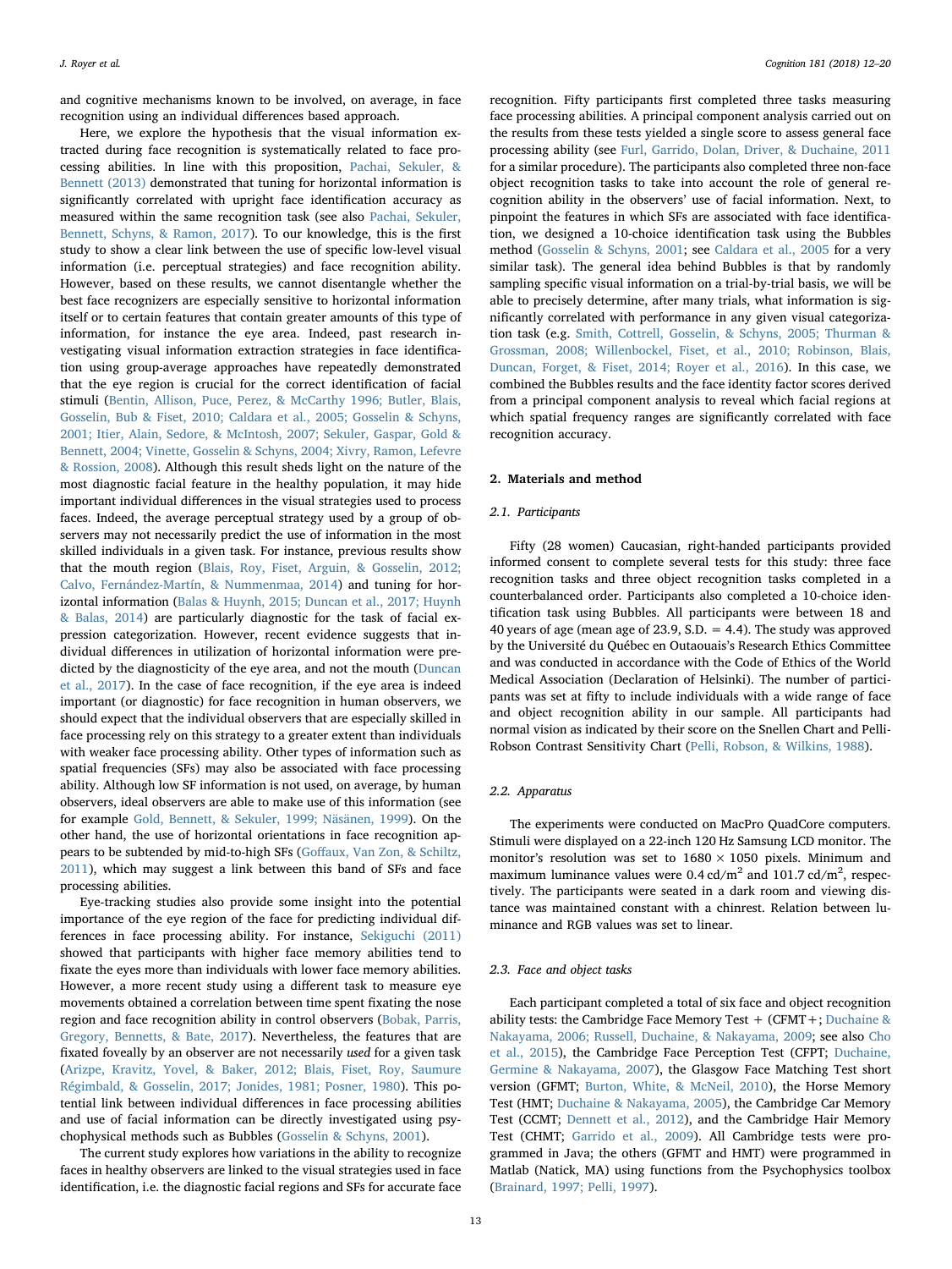and cognitive mechanisms known to be involved, on average, in face recognition using an individual differences based approach.

Here, we explore the hypothesis that the visual information extracted during face recognition is systematically related to face processing abilities. In line with this proposition, Pachai, Sekuler, & Bennett (2013) demonstrated that tuning for horizontal information is significantly correlated with upright face identification accuracy as measured within the same recognition task (see also Pachai, Sekuler, Bennett, Schyns, & Ramon, 2017). To our knowledge, this is the first study to show a clear link between the use of specific low-level visual information (i.e. perceptual strategies) and face recognition ability. However, based on these results, we cannot disentangle whether the best face recognizers are especially sensitive to horizontal information itself or to certain features that contain greater amounts of this type of information, for instance the eye area. Indeed, past research investigating visual information extraction strategies in face identification using group-average approaches have repeatedly demonstrated that the eye region is crucial for the correct identification of facial stimuli (Bentin, Allison, Puce, Perez, & McCarthy 1996; Butler, Blais, Gosselin, Bub & Fiset, 2010; Caldara et al., 2005; Gosselin & Schyns, 2001; Itier, Alain, Sedore, & McIntosh, 2007; Sekuler, Gaspar, Gold & Bennett, 2004; Vinette, Gosselin & Schyns, 2004; Xivry, Ramon, Lefevre & Rossion, 2008). Although this result sheds light on the nature of the most diagnostic facial feature in the healthy population, it may hide important individual differences in the visual strategies used to process faces. Indeed, the average perceptual strategy used by a group of observers may not necessarily predict the use of information in the most skilled individuals in a given task. For instance, previous results show that the mouth region (Blais, Roy, Fiset, Arguin, & Gosselin, 2012; Calvo, Fernández-Martín, & Nummenmaa, 2014) and tuning for horizontal information (Balas & Huynh, 2015; Duncan et al., 2017; Huynh & Balas, 2014) are particularly diagnostic for the task of facial expression categorization. However, recent evidence suggests that individual differences in utilization of horizontal information were predicted by the diagnosticity of the eye area, and not the mouth (Duncan et al., 2017). In the case of face recognition, if the eye area is indeed important (or diagnostic) for face recognition in human observers, we should expect that the individual observers that are especially skilled in face processing rely on this strategy to a greater extent than individuals with weaker face processing ability. Other types of information such as spatial frequencies (SFs) may also be associated with face processing ability. Although low SF information is not used, on average, by human observers, ideal observers are able to make use of this information (see for example Gold, Bennett, & Sekuler, 1999; Näsänen, 1999). On the other hand, the use of horizontal orientations in face recognition appears to be subtended by mid-to-high SFs (Goffaux, Van Zon, & Schiltz, 2011), which may suggest a link between this band of SFs and face processing abilities.

Eye-tracking studies also provide some insight into the potential importance of the eye region of the face for predicting individual differences in face processing ability. For instance, Sekiguchi (2011) showed that participants with higher face memory abilities tend to fixate the eyes more than individuals with lower face memory abilities. However, a more recent study using a different task to measure eye movements obtained a correlation between time spent fixating the nose region and face recognition ability in control observers (Bobak, Parris, Gregory, Bennetts, & Bate, 2017). Nevertheless, the features that are fixated foveally by an observer are not necessarily *used* for a given task (Arizpe, Kravitz, Yovel, & Baker, 2012; Blais, Fiset, Roy, Saumure Régimbald, & Gosselin, 2017; Jonides, 1981; Posner, 1980). This potential link between individual differences in face processing abilities and use of facial information can be directly investigated using psychophysical methods such as Bubbles (Gosselin & Schyns, 2001).

The current study explores how variations in the ability to recognize faces in healthy observers are linked to the visual strategies used in face identification, i.e. the diagnostic facial regions and SFs for accurate face recognition. Fifty participants first completed three tasks measuring face processing abilities. A principal component analysis carried out on the results from these tests yielded a single score to assess general face processing ability (see Furl, Garrido, Dolan, Driver, & Duchaine, 2011 for a similar procedure). The participants also completed three non-face object recognition tasks to take into account the role of general recognition ability in the observers' use of facial information. Next, to pinpoint the features in which SFs are associated with face identification, we designed a 10-choice identification task using the Bubbles method (Gosselin & Schyns, 2001; see Caldara et al., 2005 for a very similar task). The general idea behind Bubbles is that by randomly sampling specific visual information on a trial-by-trial basis, we will be able to precisely determine, after many trials, what information is significantly correlated with performance in any given visual categorization task (e.g. Smith, Cottrell, Gosselin, & Schyns, 2005; Thurman & Grossman, 2008; Willenbockel, Fiset, et al., 2010; Robinson, Blais, Duncan, Forget, & Fiset, 2014; Royer et al., 2016). In this case, we combined the Bubbles results and the face identity factor scores derived from a principal component analysis to reveal which facial regions at which spatial frequency ranges are significantly correlated with face recognition accuracy.

## 2. Materials and method

### 2.1. Participants

Fifty (28 women) Caucasian, right-handed participants provided informed consent to complete several tests for this study: three face recognition tasks and three object recognition tasks completed in a counterbalanced order. Participants also completed a 10-choice identification task using Bubbles. All participants were between 18 and 40 years of age (mean age of 23.9, S.D. = 4.4). The study was approved by the Université du Québec en Outaouais's Research Ethics Committee and was conducted in accordance with the Code of Ethics of the World Medical Association (Declaration of Helsinki). The number of participants was set at fifty to include individuals with a wide range of face and object recognition ability in our sample. All participants had normal vision as indicated by their score on the Snellen Chart and Pelli-Robson Contrast Sensitivity Chart (Pelli, Robson, & Wilkins, 1988).

### 2.2. Apparatus

The experiments were conducted on MacPro QuadCore computers. Stimuli were displayed on a 22-inch 120 Hz Samsung LCD monitor. The monitor's resolution was set to 1680 × 1050 pixels. Minimum and maximum luminance values were 0.4 cd/m$^2$ and 101.7 cd/m$^2$, respectively. The participants were seated in a dark room and viewing distance was maintained constant with a chinrest. Relation between luminance and RGB values was set to linear.

### 2.3. Face and object tasks

Each participant completed a total of six face and object recognition ability tests: the Cambridge Face Memory Test + (CFMT+; Duchaine & Nakayama, 2006; Russell, Duchaine, & Nakayama, 2009; see also Cho et al., 2015), the Cambridge Face Perception Test (CFPT; Duchaine, Germine & Nakayama, 2007), the Glasgow Face Matching Test short version (GFMT; Burton, White, & McNeil, 2010), the Horse Memory Test (HMT; Duchaine & Nakayama, 2005), the Cambridge Car Memory Test (CCMT; Dennett et al., 2012), and the Cambridge Hair Memory Test (CHMT; Garrido et al., 2009). All Cambridge tests were programmed in Java; the others (GFMT and HMT) were programmed in Matlab (Natick, MA) using functions from the Psychophysics toolbox (Brainard, 1997; Pelli, 1997).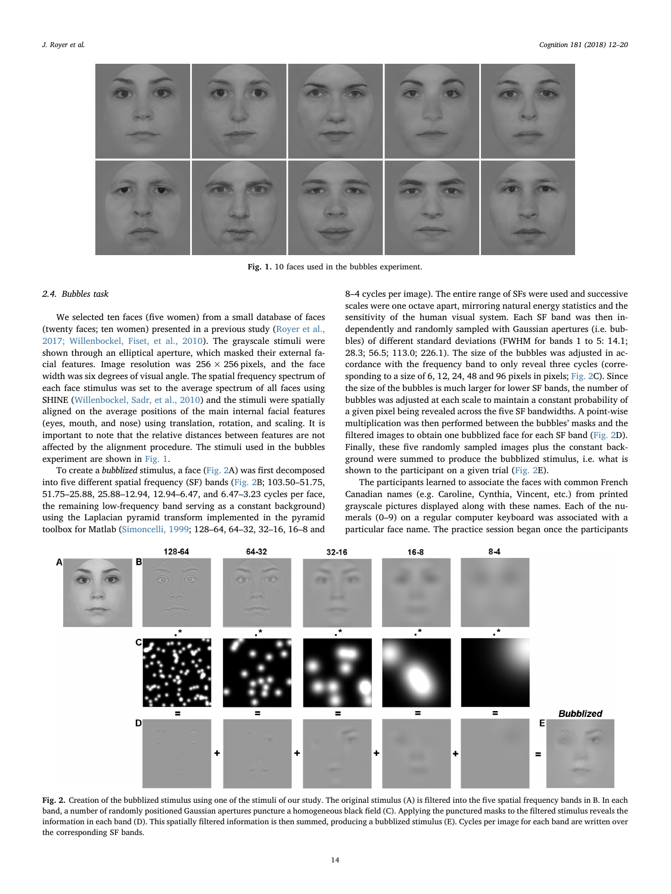Fig. 1. 10 faces used in the bubbles experiment.

### 2.4. Bubbles task

We selected ten faces (five women) from a small database of faces (twenty faces; ten women) presented in a previous study (Royer et al., 2017; Willenbockel, Fiset, et al., 2010). The grayscale stimuli were shown through an elliptical aperture, which masked their external facial features. Image resolution was 256 × 256 pixels, and the face width was six degrees of visual angle. The spatial frequency spectrum of each face stimulus was set to the average spectrum of all faces using SHINE (Willenbockel, Sadr, et al., 2010) and the stimuli were spatially aligned on the average positions of the main internal facial features (eyes, mouth, and nose) using translation, rotation, and scaling. It is important to note that the relative distances between features are not affected by the alignment procedure. The stimuli used in the bubbles experiment are shown in Fig. 1.

To create a *bubblized* stimulus, a face (Fig. 2A) was first decomposed into five different spatial frequency (SF) bands (Fig. 2B; 103.50–51.75, 51.75–25.88, 25.88–12.94, 12.94–6.47, and 6.47–3.23 cycles per face, the remaining low-frequency band serving as a constant background) using the Laplacian pyramid transform implemented in the pyramid toolbox for Matlab (Simoncelli, 1999; 128–64, 64–32, 32–16, 16–8 and 8–4 cycles per image). The entire range of SFs were used and successive scales were one octave apart, mirroring natural energy statistics and the sensitivity of the human visual system. Each SF band was then independently and randomly sampled with Gaussian apertures (i.e. bubbles) of different standard deviations (FWHM for bands 1 to 5: 14.1; 28.3; 56.5; 113.0; 226.1). The size of the bubbles was adjusted in accordance with the frequency band to only reveal three cycles (corresponding to a size of 6, 12, 24, 48 and 96 pixels in pixels; Fig. 2C). Since the size of the bubbles is much larger for lower SF bands, the number of bubbles was adjusted at each scale to maintain a constant probability of a given pixel being revealed across the five SF bandwidths. A point-wise multiplication was then performed between the bubbles' masks and the filtered images to obtain one bubblized face for each SF band (Fig. 2D). Finally, these five randomly sampled images plus the constant background were summed to produce the bubblized stimulus, i.e. what is shown to the participant on a given trial (Fig. 2E).

The participants learned to associate the faces with common French Canadian names (e.g. Caroline, Cynthia, Vincent, etc.) from printed grayscale pictures displayed along with these names. Each of the numerals (0–9) on a regular computer keyboard was associated with a particular face name. The practice session began once the participants

Fig. 2. Creation of the bubblized stimulus using one of the stimuli of our study. The original stimulus (A) is filtered into the five spatial frequency bands in B. In each band, a number of randomly positioned Gaussian apertures puncture a homogeneous black field (C). Applying the punctured masks to the filtered stimulus reveals the information in each band (D). This spatially filtered information is then summed, producing a bubblized stimulus (E). Cycles per image for each band are written over the corresponding SF bands.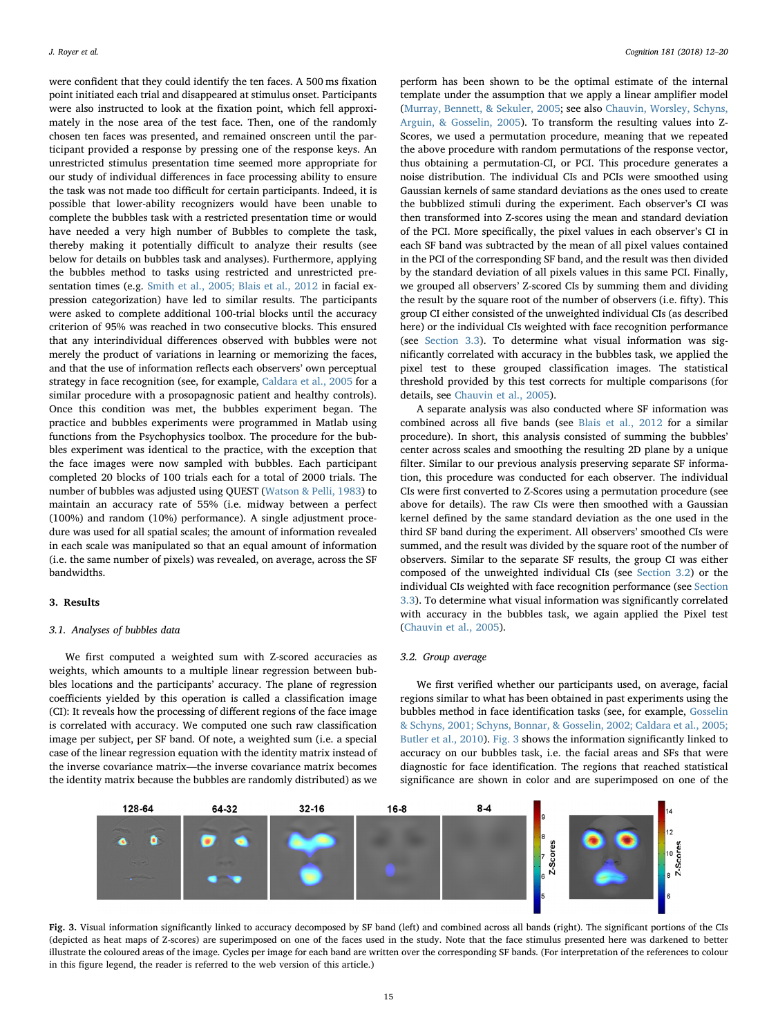were confident that they could identify the ten faces. A 500 ms fixation point initiated each trial and disappeared at stimulus onset. Participants were also instructed to look at the fixation point, which fell approximately in the nose area of the test face. Then, one of the randomly chosen ten faces was presented, and remained onscreen until the participant provided a response by pressing one of the response keys. An unrestricted stimulus presentation time seemed more appropriate for our study of individual differences in face processing ability to ensure the task was not made too difficult for certain participants. Indeed, it is possible that lower-ability recognizers would have been unable to complete the bubbles task with a restricted presentation time or would have needed a very high number of Bubbles to complete the task, thereby making it potentially difficult to analyze their results (see below for details on bubbles task and analyses). Furthermore, applying the bubbles method to tasks using restricted and unrestricted presentation times (e.g. Smith et al., 2005; Blais et al., 2012 in facial expression categorization) have led to similar results. The participants were asked to complete additional 100-trial blocks until the accuracy criterion of 95% was reached in two consecutive blocks. This ensured that any interindividual differences observed with bubbles were not merely the product of variations in learning or memorizing the faces, and that the use of information reflects each observers' own perceptual strategy in face recognition (see, for example, Caldara et al., 2005 for a similar procedure with a prosopagnosic patient and healthy controls). Once this condition was met, the bubbles experiment began. The practice and bubbles experiments were programmed in Matlab using functions from the Psychophysics toolbox. The procedure for the bubbles experiment was identical to the practice, with the exception that the face images were now sampled with bubbles. Each participant completed 20 blocks of 100 trials each for a total of 2000 trials. The number of bubbles was adjusted using QUEST (Watson & Pelli, 1983) to maintain an accuracy rate of 55% (i.e. midway between a perfect (100%) and random (10%) performance). A single adjustment procedure was used for all spatial scales; the amount of information revealed in each scale was manipulated so that an equal amount of information (i.e. the same number of pixels) was revealed, on average, across the SF bandwidths.

## 3. Results

### 3.1. Analyses of bubbles data

We first computed a weighted sum with Z-scored accuracies as weights, which amounts to a multiple linear regression between bubbles locations and the participants' accuracy. The plane of regression coefficients yielded by this operation is called a classification image (CI): It reveals how the processing of different regions of the face image is correlated with accuracy. We computed one such raw classification image per subject, per SF band. Of note, a weighted sum (i.e. a special case of the linear regression equation with the identity matrix instead of the inverse covariance matrix—the inverse covariance matrix becomes the identity matrix because the bubbles are randomly distributed) as we perform has been shown to be the optimal estimate of the internal template under the assumption that we apply a linear amplifier model (Murray, Bennett, & Sekuler, 2005; see also Chauvin, Worsley, Schyns, Arguin, & Gosselin, 2005). To transform the resulting values into Z-Scores, we used a permutation procedure, meaning that we repeated the above procedure with random permutations of the response vector, thus obtaining a permutation-CI, or PCI. This procedure generates a noise distribution. The individual CIs and PCIs were smoothed using Gaussian kernels of same standard deviations as the ones used to create the bubblized stimuli during the experiment. Each observer's CI was then transformed into Z-scores using the mean and standard deviation of the PCI. More specifically, the pixel values in each observer's CI in each SF band was subtracted by the mean of all pixel values contained in the PCI of the corresponding SF band, and the result was then divided by the standard deviation of all pixels in this same PCI. Finally, we grouped all observers' Z-scored CIs by summing them and dividing the result by the square root of the number of observers (i.e. fifty). This group CI either consisted of the unweighted individual CIs (as described here) or the individual CIs weighted with face recognition performance (see Section 3.3). To determine what visual information was significantly correlated with accuracy in the bubbles task, we applied the pixel test to these grouped classification images. The statistical threshold provided by this test corrects for multiple comparisons (for details, see Chauvin et al., 2005).

A separate analysis was also conducted where SF information was combined across all five bands (see Blais et al., 2012 for a similar procedure). In short, this analysis consisted of summing the bubbles' center across scales and smoothing the resulting 2D plane by a unique filter. Similar to our previous analysis preserving separate SF information, this procedure was conducted for each observer. The individual CIs were first converted to Z-Scores using a permutation procedure (see above for details). The raw CIs were then smoothed with a Gaussian kernel defined by the same standard deviation as the one used in the third SF band during the experiment. All observers' smoothed CIs were summed, and the result was divided by the square root of the number of observers. Similar to the separate SF results, the group CI was either composed of the unweighted individual CIs (see Section 3.2) or the individual CIs weighted with face recognition performance (see Section 3.3). To determine what visual information was significantly correlated with accuracy in the bubbles task, we again applied the Pixel test (Chauvin et al., 2005).

### 3.2. Group average

We first verified whether our participants used, on average, facial regions similar to what has been obtained in past experiments using the bubbles method in face identification tasks (see, for example, Gosselin & Schyns, 2001; Schyns, Bonnar, & Gosselin, 2002; Caldara et al., 2005; Butler et al., 2010). Fig. 3 shows the information significantly linked to accuracy on our bubbles task, i.e. the facial areas and SFs that were diagnostic for face identification. The regions that reached statistical significance are shown in color and are superimposed on one of the

**Fig. 3.** Visual information significantly linked to accuracy decomposed by SF band (left) and combined across all bands (right). The significant portions of the CIs (depicted as heat maps of Z-scores) are superimposed on one of the faces used in the study. Note that the face stimulus presented here was darkened to better illustrate the coloured areas of the image. Cycles per image for each band are written over the corresponding SF bands. (For interpretation of the references to colour in this figure legend, the reader is referred to the web version of this article.)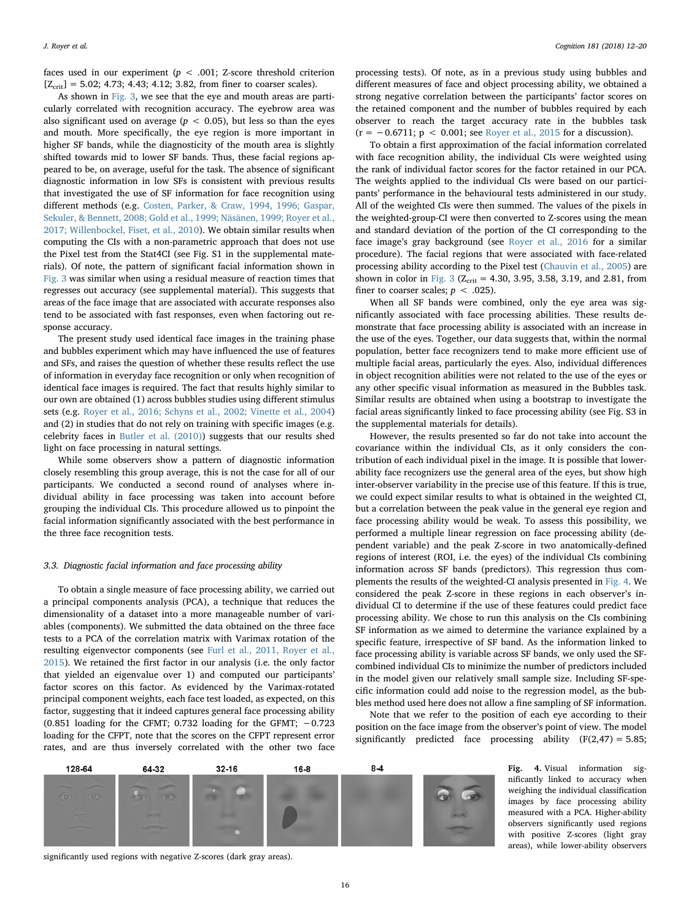faces used in our experiment ($p < .001$; Z-score threshold criterion [$Z_{crit}$] = 5.02; 4.73; 4.43; 4.12; 3.82, from finer to coarser scales).

As shown in Fig. 3, we see that the eye and mouth areas are particularly correlated with recognition accuracy. The eyebrow area was also significant used on average ($p < 0.05$), but less so than the eyes and mouth. More specifically, the eye region is more important in higher SF bands, while the diagnosticity of the mouth area is slightly shifted towards mid to lower SF bands. Thus, these facial regions appeared to be, on average, useful for the task. The absence of significant diagnostic information in low SFs is consistent with previous results that investigated the use of SF information for face recognition using different methods (e.g. Costen, Parker, & Craw, 1994, 1996; Gaspar, Sekuler, & Bennett, 2008; Gold et al., 1999; Näsänen, 1999; Royer et al., 2017; Willenbockel, Fiset, et al., 2010). We obtain similar results when computing the CIs with a non-parametric approach that does not use the Pixel test from the Stat4CI (see Fig. S1 in the supplemental materials). Of note, the pattern of significant facial information shown in Fig. 3 was similar when using a residual measure of reaction times that regresses out accuracy (see supplemental material). This suggests that areas of the face image that are associated with accurate responses also tend to be associated with fast responses, even when factoring out response accuracy.

The present study used identical face images in the training phase and bubbles experiment which may have influenced the use of features and SFs, and raises the question of whether these results reflect the use of information in everyday face recognition or only when recognition of identical face images is required. The fact that results highly similar to our own are obtained (1) across bubbles studies using different stimulus sets (e.g. Royer et al., 2016; Schyns et al., 2002; Vinette et al., 2004) and (2) in studies that do not rely on training with specific images (e.g. celebrity faces in Butler et al. (2010)) suggests that our results shed light on face processing in natural settings.

While some observers show a pattern of diagnostic information closely resembling this group average, this is not the case for all of our participants. We conducted a second round of analyses where individual ability in face processing was taken into account before grouping the individual CIs. This procedure allowed us to pinpoint the facial information significantly associated with the best performance in the three face recognition tests.

### 3.3. Diagnostic facial information and face processing ability

To obtain a single measure of face processing ability, we carried out a principal components analysis (PCA), a technique that reduces the dimensionality of a dataset into a more manageable number of variables (components). We submitted the data obtained on the three face tests to a PCA of the correlation matrix with Varimax rotation of the resulting eigenvector components (see Furl et al., 2011, Royer et al., 2015). We retained the first factor in our analysis (i.e. the only factor that yielded an eigenvalue over 1) and computed our participants' factor scores on this factor. As evidenced by the Varimax-rotated principal component weights, each face test loaded, as expected, on this factor, suggesting that it indeed captures general face processing ability (0.851 loading for the CFMT; 0.732 loading for the GFMT; −0.723 loading for the CFPT, note that the scores on the CFPT represent error rates, and are thus inversely correlated with the other two face processing tests). Of note, as in a previous study using bubbles and different measures of face and object processing ability, we obtained a strong negative correlation between the participants' factor scores on the retained component and the number of bubbles required by each observer to reach the target accuracy rate in the bubbles task ($r = -0.6711$; $p < 0.001$; see Royer et al., 2015 for a discussion).

To obtain a first approximation of the facial information correlated with face recognition ability, the individual CIs were weighted using the rank of individual factor scores for the factor retained in our PCA. The weights applied to the individual CIs were based on our participants' performance in the behavioural tests administered in our study. All of the weighted CIs were then summed. The values of the pixels in the weighted-group-CI were then converted to Z-scores using the mean and standard deviation of the portion of the CI corresponding to the face image's gray background (see Royer et al., 2016 for a similar procedure). The facial regions that were associated with face-related processing ability according to the Pixel test (Chauvin et al., 2005) are shown in color in Fig. 3 ($Z_{crit}$ = 4.30, 3.95, 3.58, 3.19, and 2.81, from finer to coarser scales; $p < .025$).

When all SF bands were combined, only the eye area was significantly associated with face processing abilities. These results demonstrate that face processing ability is associated with an increase in the use of the eyes. Together, our data suggests that, within the normal population, better face recognizers tend to make more efficient use of multiple facial areas, particularly the eyes. Also, individual differences in object recognition abilities were not related to the use of the eyes or any other specific visual information as measured in the Bubbles task. Similar results are obtained when using a bootstrap to investigate the facial areas significantly linked to face processing ability (see Fig. S3 in the supplemental materials for details).

However, the results presented so far do not take into account the covariance within the individual CIs, as it only considers the contribution of each individual pixel in the image. It is possible that lower-ability face recognizers use the general area of the eyes, but show high inter-observer variability in the precise use of this feature. If this is true, we could expect similar results to what is obtained in the weighted CI, but a correlation between the peak value in the general eye region and face processing ability would be weak. To assess this possibility, we performed a multiple linear regression on face processing ability (dependent variable) and the peak Z-score in two anatomically-defined regions of interest (ROI, i.e. the eyes) of the individual CIs combining information across SF bands (predictors). This regression thus complements the results of the weighted-CI analysis presented in Fig. 4. We considered the peak Z-score in these regions in each observer's individual CI to determine if the use of these features could predict face processing ability. We chose to run this analysis on the CIs combining SF information as we aimed to determine the variance explained by a specific feature, irrespective of SF band. As the information linked to face processing ability is variable across SF bands, we only used the SF-combined individual CIs to minimize the number of predictors included in the model given our relatively small sample size. Including SF-specific information could add noise to the regression model, as the bubbles method used here does not allow a fine sampling of SF information.

Note that we refer to the position of each eye according to their position on the face image from the observer's point of view. The model significantly predicted face processing ability ($F(2,47) = 5.85$;

**Fig. 4.** Visual information significantly linked to accuracy when weighing the individual classification images by face processing ability measured with a PCA. Higher-ability observers significantly used regions with positive Z-scores (light gray areas), while lower-ability observers significantly used regions with negative Z-scores (dark gray areas).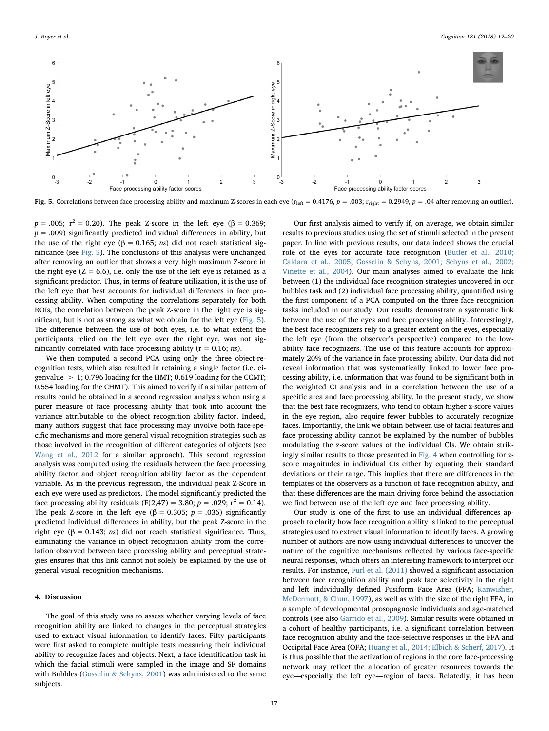Fig. 5. Correlations between face processing ability and maximum Z-scores in each eye ($r_{left} = 0.4176$, $p = .003$; $r_{right} = 0.2949$, $p = .04$ after removing an outlier).

$p = .005$; $r^2 = 0.20$). The peak Z-score in the left eye ($\beta = 0.369$; $p = .009$) significantly predicted individual differences in ability, but the use of the right eye ($\beta = 0.165$; *ns*) did not reach statistical significance (see Fig. 5). The conclusions of this analysis were unchanged after removing an outlier that shows a very high maximum Z-score in the right eye ($Z = 6.6$), i.e. only the use of the left eye is retained as a significant predictor. Thus, in terms of feature utilization, it is the use of the left eye that best accounts for individual differences in face processing ability. When computing the correlations separately for both ROIs, the correlation between the peak Z-score in the right eye is significant, but is not as strong as what we obtain for the left eye (Fig. 5). The difference between the use of both eyes, i.e. to what extent the participants relied on the left eye over the right eye, was not significantly correlated with face processing ability ($r = 0.16$; *ns*).

We then computed a second PCA using only the three object-recognition tests, which also resulted in retaining a single factor (i.e. eigenvalue > 1; 0.796 loading for the HMT; 0.619 loading for the CCMT; 0.554 loading for the CHMT). This aimed to verify if a similar pattern of results could be obtained in a second regression analysis when using a purer measure of face processing ability that took into account the variance attributable to the object recognition ability factor. Indeed, many authors suggest that face processing may involve both face-specific mechanisms and more general visual recognition strategies such as those involved in the recognition of different categories of objects (see Wang et al., 2012 for a similar approach). This second regression analysis was computed using the residuals between the face processing ability factor and object recognition ability factor as the dependent variable. As in the previous regression, the individual peak Z-Score in each eye were used as predictors. The model significantly predicted the face processing ability residuals ($F(2,47) = 3.80$; $p = .029$; $r^2 = 0.14$). The peak Z-score in the left eye ($\beta = 0.305$; $p = .036$) significantly predicted individual differences in ability, but the peak Z-score in the right eye ($\beta = 0.143$; *ns*) did not reach statistical significance. Thus, eliminating the variance in object recognition ability from the correlation observed between face processing ability and perceptual strategies ensures that this link cannot not solely be explained by the use of general visual recognition mechanisms.

## 4. Discussion

The goal of this study was to assess whether varying levels of face recognition ability are linked to changes in the perceptual strategies used to extract visual information to identify faces. Fifty participants were first asked to complete multiple tests measuring their individual ability to recognize faces and objects. Next, a face identification task in which the facial stimuli were sampled in the image and SF domains with Bubbles (Gosselin & Schyns, 2001) was administered to the same subjects.

Our first analysis aimed to verify if, on average, we obtain similar results to previous studies using the set of stimuli selected in the present paper. In line with previous results, our data indeed shows the crucial role of the eyes for accurate face recognition (Butler et al., 2010; Caldara et al., 2005; Gosselin & Schyns, 2001; Schyns et al., 2002; Vinette et al., 2004). Our main analyses aimed to evaluate the link between (1) the individual face recognition strategies uncovered in our bubbles task and (2) individual face processing ability, quantified using the first component of a PCA computed on the three face recognition tasks included in our study. Our results demonstrate a systematic link between the use of the eyes and face processing ability. Interestingly, the best face recognizers rely to a greater extent on the eyes, especially the left eye (from the observer's perspective) compared to the low-ability face recognizers. The use of this feature accounts for approximately 20% of the variance in face processing ability. Our data did not reveal information that was systematically linked to lower face processing ability, i.e. information that was found to be significant both in the weighted CI analysis and in a correlation between the use of a specific area and face processing ability. In the present study, we show that the best face recognizers, who tend to obtain higher z-score values in the eye region, also require fewer bubbles to accurately recognize faces. Importantly, the link we obtain between use of facial features and face processing ability cannot be explained by the number of bubbles modulating the z-score values of the individual CIs. We obtain strikingly similar results to those presented in Fig. 4 when controlling for z-score magnitudes in individual CIs either by equating their standard deviations or their range. This implies that there are differences in the templates of the observers as a function of face recognition ability, and that these differences are the main driving force behind the association we find between use of the left eye and face processing ability.

Our study is one of the first to use an individual differences approach to clarify how face recognition ability is linked to the perceptual strategies used to extract visual information to identify faces. A growing number of authors are now using individual differences to uncover the nature of the cognitive mechanisms reflected by various face-specific neural responses, which offers an interesting framework to interpret our results. For instance, Furl et al. (2011) showed a significant association between face recognition ability and peak face selectivity in the right and left individually defined Fusiform Face Area (FFA; Kanwisher, McDermott, & Chun, 1997), as well as with the size of the right FFA, in a sample of developmental prosopagnosic individuals and age-matched controls (see also Garrido et al., 2009). Similar results were obtained in a cohort of healthy participants, i.e. a significant correlation between face recognition ability and the face-selective responses in the FFA and Occipital Face Area (OFA; Huang et al., 2014; Elbich & Scherf, 2017). It is thus possible that the activation of regions in the core face-processing network may reflect the allocation of greater resources towards the eye—especially the left eye—region of faces. Relatedly, it has been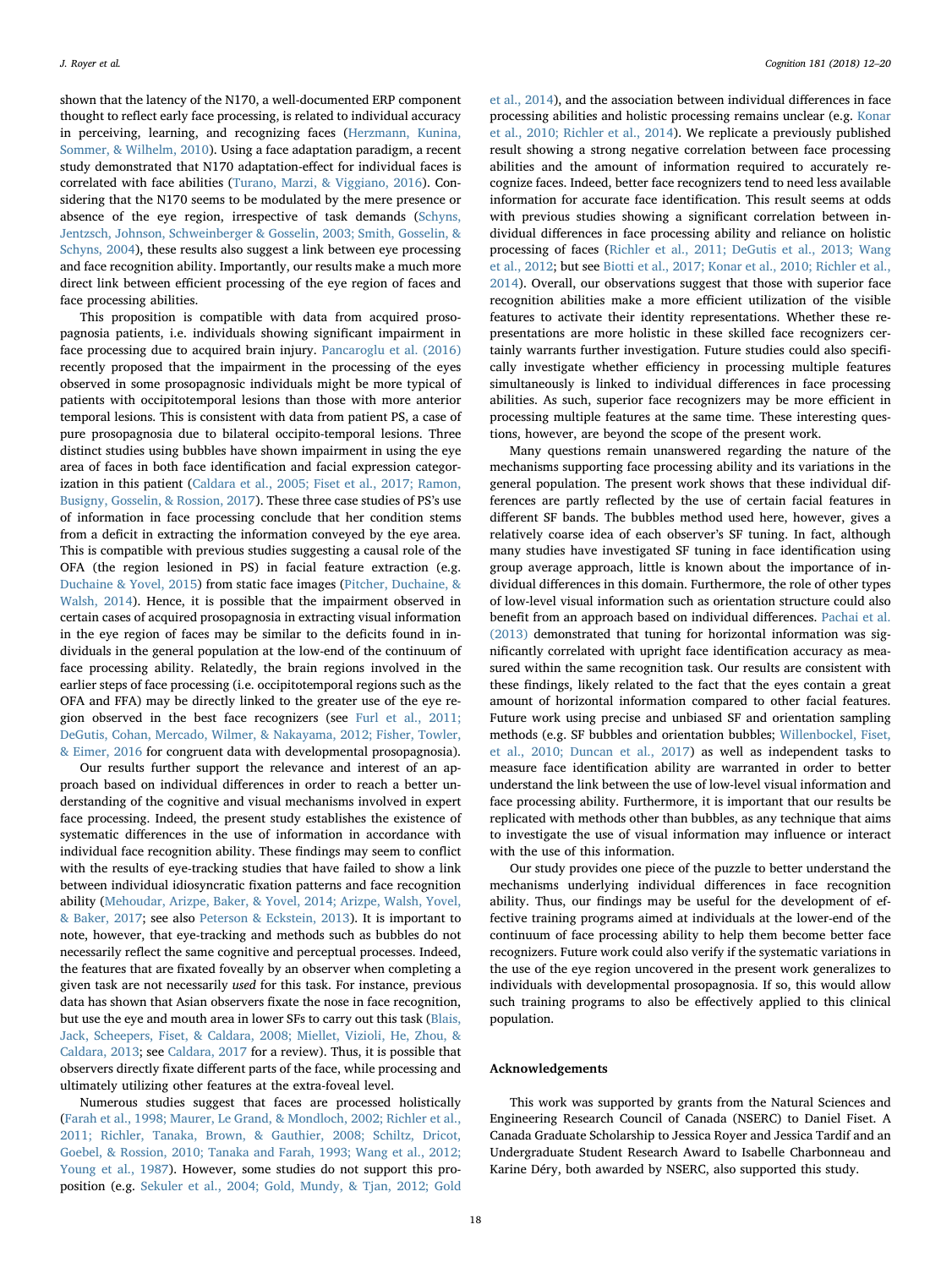shown that the latency of the N170, a well-documented ERP component thought to reflect early face processing, is related to individual accuracy in perceiving, learning, and recognizing faces (Herzmann, Kunina, Sommer, & Wilhelm, 2010). Using a face adaptation paradigm, a recent study demonstrated that N170 adaptation-effect for individual faces is correlated with face abilities (Turano, Marzi, & Viggiano, 2016). Considering that the N170 seems to be modulated by the mere presence or absence of the eye region, irrespective of task demands (Schyns, Jentzsch, Johnson, Schweinberger & Gosselin, 2003; Smith, Gosselin, & Schyns, 2004), these results also suggest a link between eye processing and face recognition ability. Importantly, our results make a much more direct link between efficient processing of the eye region of faces and face processing abilities.

This proposition is compatible with data from acquired prosopagnosia patients, i.e. individuals showing significant impairment in face processing due to acquired brain injury. Pancaroglu et al. (2016) recently proposed that the impairment in the processing of the eyes observed in some prosopagnosic individuals might be more typical of patients with occipitotemporal lesions than those with more anterior temporal lesions. This is consistent with data from patient PS, a case of pure prosopagnosia due to bilateral occipito-temporal lesions. Three distinct studies using bubbles have shown impairment in using the eye area of faces in both face identification and facial expression categorization in this patient (Caldara et al., 2005; Fiset et al., 2017; Ramon, Busigny, Gosselin, & Rossion, 2017). These three case studies of PS's use of information in face processing conclude that her condition stems from a deficit in extracting the information conveyed by the eye area. This is compatible with previous studies suggesting a causal role of the OFA (the region lesioned in PS) in facial feature extraction (e.g. Duchaine & Yovel, 2015) from static face images (Pitcher, Duchaine, & Walsh, 2014). Hence, it is possible that the impairment observed in certain cases of acquired prosopagnosia in extracting visual information in the eye region of faces may be similar to the deficits found in individuals in the general population at the low-end of the continuum of face processing ability. Relatedly, the brain regions involved in the earlier steps of face processing (i.e. occipitotemporal regions such as the OFA and FFA) may be directly linked to the greater use of the eye region observed in the best face recognizers (see Furl et al., 2011; DeGutis, Cohan, Mercado, Wilmer, & Nakayama, 2012; Fisher, Towler, & Eimer, 2016 for congruent data with developmental prosopagnosia).

Our results further support the relevance and interest of an approach based on individual differences in order to reach a better understanding of the cognitive and visual mechanisms involved in expert face processing. Indeed, the present study establishes the existence of systematic differences in the use of information in accordance with individual face recognition ability. These findings may seem to conflict with the results of eye-tracking studies that have failed to show a link between individual idiosyncratic fixation patterns and face recognition ability (Mehoudar, Arizpe, Baker, & Yovel, 2014; Arizpe, Walsh, Yovel, & Baker, 2017; see also Peterson & Eckstein, 2013). It is important to note, however, that eye-tracking and methods such as bubbles do not necessarily reflect the same cognitive and perceptual processes. Indeed, the features that are fixated foveally by an observer when completing a given task are not necessarily *used* for this task. For instance, previous data has shown that Asian observers fixate the nose in face recognition, but use the eye and mouth area in lower SFs to carry out this task (Blais, Jack, Scheepers, Fiset, & Caldara, 2008; Miellet, Vizioli, He, Zhou, & Caldara, 2013; see Caldara, 2017 for a review). Thus, it is possible that observers directly fixate different parts of the face, while processing and ultimately utilizing other features at the extra-foveal level.

Numerous studies suggest that faces are processed holistically (Farah et al., 1998; Maurer, Le Grand, & Mondloch, 2002; Richler et al., 2011; Richler, Tanaka, Brown, & Gauthier, 2008; Schiltz, Dricot, Goebel, & Rossion, 2010; Tanaka and Farah, 1993; Wang et al., 2012; Young et al., 1987). However, some studies do not support this proposition (e.g. Sekuler et al., 2004; Gold, Mundy, & Tjan, 2012; Gold et al., 2014), and the association between individual differences in face processing abilities and holistic processing remains unclear (e.g. Konar et al., 2010; Richler et al., 2014). We replicate a previously published result showing a strong negative correlation between face processing abilities and the amount of information required to accurately recognize faces. Indeed, better face recognizers tend to need less available information for accurate face identification. This result seems at odds with previous studies showing a significant correlation between individual differences in face processing ability and reliance on holistic processing of faces (Richler et al., 2011; DeGutis et al., 2013; Wang et al., 2012; but see Biotti et al., 2017; Konar et al., 2010; Richler et al., 2014). Overall, our observations suggest that those with superior face recognition abilities make a more efficient utilization of the visible features to activate their identity representations. Whether these representations are more holistic in these skilled face recognizers certainly warrants further investigation. Future studies could also specifically investigate whether efficiency in processing multiple features simultaneously is linked to individual differences in face processing abilities. As such, superior face recognizers may be more efficient in processing multiple features at the same time. These interesting questions, however, are beyond the scope of the present work.

Many questions remain unanswered regarding the nature of the mechanisms supporting face processing ability and its variations in the general population. The present work shows that these individual differences are partly reflected by the use of certain facial features in different SF bands. The bubbles method used here, however, gives a relatively coarse idea of each observer's SF tuning. In fact, although many studies have investigated SF tuning in face identification using group average approach, little is known about the importance of individual differences in this domain. Furthermore, the role of other types of low-level visual information such as orientation structure could also benefit from an approach based on individual differences. Pachai et al. (2013) demonstrated that tuning for horizontal information was significantly correlated with upright face identification accuracy as measured within the same recognition task. Our results are consistent with these findings, likely related to the fact that the eyes contain a great amount of horizontal information compared to other facial features. Future work using precise and unbiased SF and orientation sampling methods (e.g. SF bubbles and orientation bubbles; Willenbockel, Fiset, et al., 2010; Duncan et al., 2017) as well as independent tasks to measure face identification ability are warranted in order to better understand the link between the use of low-level visual information and face processing ability. Furthermore, it is important that our results be replicated with methods other than bubbles, as any technique that aims to investigate the use of visual information may influence or interact with the use of this information.

Our study provides one piece of the puzzle to better understand the mechanisms underlying individual differences in face recognition ability. Thus, our findings may be useful for the development of effective training programs aimed at individuals at the lower-end of the continuum of face processing ability to help them become better face recognizers. Future work could also verify if the systematic variations in the use of the eye region uncovered in the present work generalizes to individuals with developmental prosopagnosia. If so, this would allow such training programs to also be effectively applied to this clinical population.

## Acknowledgements

This work was supported by grants from the Natural Sciences and Engineering Research Council of Canada (NSERC) to Daniel Fiset. A Canada Graduate Scholarship to Jessica Royer and Jessica Tardif and an Undergraduate Student Research Award to Isabelle Charbonneau and Karine Déry, both awarded by NSERC, also supported this study.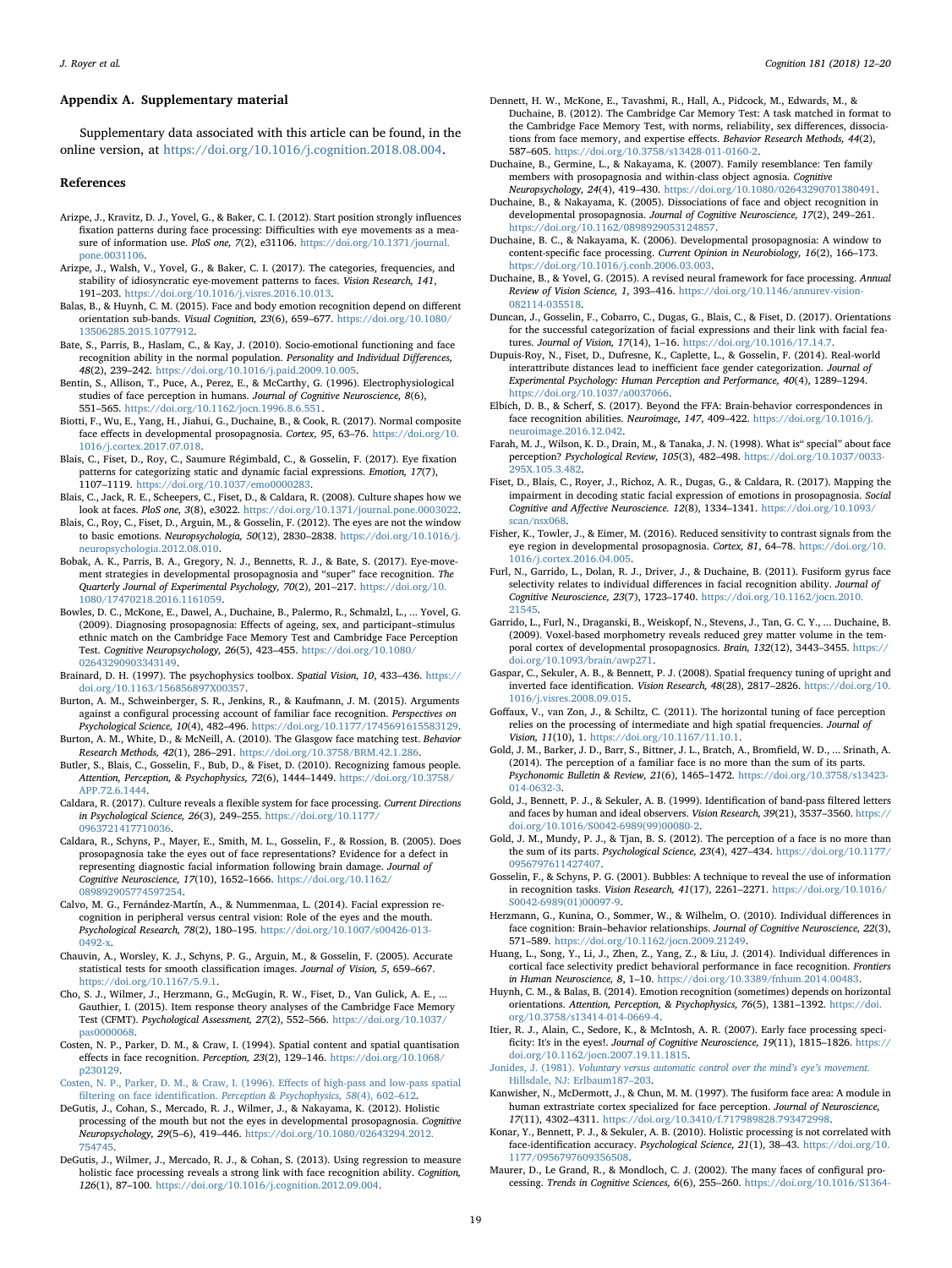## Appendix A. Supplementary material

Supplementary data associated with this article can be found, in the online version, at https://doi.org/10.1016/j.cognition.2018.08.004.

## References

Arizpe, J., Kravitz, D. J., Yovel, G., & Baker, C. I. (2012). Start position strongly influences fixation patterns during face processing: Difficulties with eye movements as a measure of information use. *PloS one, 7*(2), e31106. https://doi.org/10.1371/journal.pone.0031106.

Arizpe, J., Walsh, V., Yovel, G., & Baker, C. I. (2017). The categories, frequencies, and stability of idiosyncratic eye-movement patterns to faces. *Vision Research, 141*, 191–203. https://doi.org/10.1016/j.visres.2016.10.013.

Balas, B., & Huynh, C. M. (2015). Face and body emotion recognition depend on different orientation sub-bands. *Visual Cognition, 23*(6), 659–677. https://doi.org/10.1080/13506285.2015.1077912.

Bate, S., Parris, B., Haslam, C., & Kay, J. (2010). Socio-emotional functioning and face recognition ability in the normal population. *Personality and Individual Differences, 48*(2), 239–242. https://doi.org/10.1016/j.paid.2009.10.005.

Bentin, S., Allison, T., Puce, A., Perez, E., & McCarthy, G. (1996). Electrophysiological studies of face perception in humans. *Journal of Cognitive Neuroscience, 8*(6), 551–565. https://doi.org/10.1162/jocn.1996.8.6.551.

Biotti, F., Wu, E., Yang, H., Jiahui, G., Duchaine, B., & Cook, R. (2017). Normal composite face effects in developmental prosopagnosia. *Cortex, 95*, 63–76. https://doi.org/10.1016/j.cortex.2017.07.018.

Blais, C., Fiset, D., Roy, C., Saumure Régimbald, C., & Gosselin, F. (2017). Eye fixation patterns for categorizing static and dynamic facial expressions. *Emotion, 17*(7), 1107–1119. https://doi.org/10.1037/emo0000283.

Blais, C., Jack, R. E., Scheepers, C., Fiset, D., & Caldara, R. (2008). Culture shapes how we look at faces. *PloS one, 3*(8), e3022. https://doi.org/10.1371/journal.pone.0003022.

Blais, C., Roy, C., Fiset, D., Arguin, M., & Gosselin, F. (2012). The eyes are not the window to basic emotions. *Neuropsychologia, 50*(12), 2830–2838. https://doi.org/10.1016/j.neuropsychologia.2012.08.010.

Bobak, A. K., Parris, B. A., Gregory, N. J., Bennetts, R. J., & Bate, S. (2017). Eye-movement strategies in developmental prosopagnosia and "super" face recognition. *The Quarterly Journal of Experimental Psychology, 70*(2), 201–217. https://doi.org/10.1080/17470218.2016.1161059.

Bowles, D. C., McKone, E., Dawel, A., Duchaine, B., Palermo, R., Schmalzl, L., ... Yovel, G. (2009). Diagnosing prosopagnosia: Effects of ageing, sex, and participant–stimulus ethnic match on the Cambridge Face Memory Test and Cambridge Face Perception Test. *Cognitive Neuropsychology, 26*(5), 423–455. https://doi.org/10.1080/02643290903343149.

Brainard, D. H. (1997). The psychophysics toolbox. *Spatial Vision, 10*, 433–436. https://doi.org/10.1163/156856897X00357.

Burton, A. M., Schweinberger, S. R., Jenkins, R., & Kaufmann, J. M. (2015). Arguments against a configural processing account of familiar face recognition. *Perspectives on Psychological Science, 10*(4), 482–496. https://doi.org/10.1177/1745691615583129.

Burton, A. M., White, D., & McNeill, A. (2010). The Glasgow face matching test. *Behavior Research Methods, 42*(1), 286–291. https://doi.org/10.3758/BRM.42.1.286.

Butler, S., Blais, C., Gosselin, F., Bub, D., & Fiset, D. (2010). Recognizing famous people. *Attention, Perception, & Psychophysics, 72*(6), 1444–1449. https://doi.org/10.3758/APP.72.6.1444.

Caldara, R. (2017). Culture reveals a flexible system for face processing. *Current Directions in Psychological Science, 26*(3), 249–255. https://doi.org/10.1177/0963721417710036.

Caldara, R., Schyns, P., Mayer, E., Smith, M. L., Gosselin, F., & Rossion, B. (2005). Does prosopagnosia take the eyes out of face representations? Evidence for a defect in representing diagnostic facial information following brain damage. *Journal of Cognitive Neuroscience, 17*(10), 1652–1666. https://doi.org/10.1162/089892905774597254.

Calvo, M. G., Fernández-Martín, A., & Nummenmaa, L. (2014). Facial expression recognition in peripheral versus central vision: Role of the eyes and the mouth. *Psychological Research, 78*(2), 180–195. https://doi.org/10.1007/s00426-013-0492-x.

Chauvin, A., Worsley, K. J., Schyns, P. G., Arguin, M., & Gosselin, F. (2005). Accurate statistical tests for smooth classification images. *Journal of Vision, 5*, 659–667. https://doi.org/10.1167/5.9.1.

Cho, S. J., Wilmer, J., Herzmann, G., McGugin, R. W., Fiset, D., Van Gulick, A. E., ... Gauthier, I. (2015). Item response theory analyses of the Cambridge Face Memory Test (CFMT). *Psychological Assessment, 27*(2), 552–566. https://doi.org/10.1037/pas0000068.

Costen, N. P., Parker, D. M., & Craw, I. (1994). Spatial content and spatial quantisation effects in face recognition. *Perception, 23*(2), 129–146. https://doi.org/10.1068/p230129.

Costen, N. P., Parker, D. M., & Craw, I. (1996). Effects of high-pass and low-pass spatial filtering on face identification. *Perception & Psychophysics, 58*(4), 602–612.

DeGutis, J., Cohan, S., Mercado, R. J., Wilmer, J., & Nakayama, K. (2012). Holistic processing of the mouth but not the eyes in developmental prosopagnosia. *Cognitive Neuropsychology, 29*(5–6), 419–446. https://doi.org/10.1080/02643294.2012.754745.

DeGutis, J., Wilmer, J., Mercado, R. J., & Cohan, S. (2013). Using regression to measure holistic face processing reveals a strong link with face recognition ability. *Cognition, 126*(1), 87–100. https://doi.org/10.1016/j.cognition.2012.09.004.

Dennett, H. W., McKone, E., Tavashmi, R., Hall, A., Pidcock, M., Edwards, M., & Duchaine, B. (2012). The Cambridge Car Memory Test: A task matched in format to the Cambridge Face Memory Test, with norms, reliability, sex differences, dissociations from face memory, and expertise effects. *Behavior Research Methods, 44*(2), 587–605. https://doi.org/10.3758/s13428-011-0160-2.

Duchaine, B., Germine, L., & Nakayama, K. (2007). Family resemblance: Ten family members with prosopagnosia and within-class object agnosia. *Cognitive Neuropsychology, 24*(4), 419–430. https://doi.org/10.1080/02643290701380491.

Duchaine, B., & Nakayama, K. (2005). Dissociations of face and object recognition in developmental prosopagnosia. *Journal of Cognitive Neuroscience, 17*(2), 249–261. https://doi.org/10.1162/0898929053124857.

Duchaine, B. C., & Nakayama, K. (2006). Developmental prosopagnosia: A window to content-specific face processing. *Current Opinion in Neurobiology, 16*(2), 166–173. https://doi.org/10.1016/j.conb.2006.03.003.

Duchaine, B., & Yovel, G. (2015). A revised neural framework for face processing. *Annual Review of Vision Science, 1*, 393–416. https://doi.org/10.1146/annurev-vision-082114-035518.

Duncan, J., Gosselin, F., Cobarro, C., Dugas, G., Blais, C., & Fiset, D. (2017). Orientations for the successful categorization of facial expressions and their link with facial features. *Journal of Vision, 17*(14), 1–16. https://doi.org/10.1016/17.14.7.

Dupuis-Roy, N., Fiset, D., Dufresne, K., Caplette, L., & Gosselin, F. (2014). Real-world interattribute distances lead to inefficient face gender categorization. *Journal of Experimental Psychology: Human Perception and Performance, 40*(4), 1289–1294. https://doi.org/10.1037/a0037066.

Elbich, D. B., & Scherf, S. (2017). Beyond the FFA: Brain-behavior correspondences in face recognition abilities. *Neuroimage, 147*, 409–422. https://doi.org/10.1016/j.neuroimage.2016.12.042.

Farah, M. J., Wilson, K. D., Drain, M., & Tanaka, J. N. (1998). What is" special" about face perception? *Psychological Review, 105*(3), 482–498. https://doi.org/10.1037/0033-295X.105.3.482.

Fiset, D., Blais, C., Royer, J., Richoz, A. R., Dugas, G., & Caldara, R. (2017). Mapping the impairment in decoding static facial expression of emotions in prosopagnosia. *Social Cognitive and Affective Neuroscience. 12*(8), 1334–1341. https://doi.org/10.1093/scan/nsx068.

Fisher, K., Towler, J., & Eimer, M. (2016). Reduced sensitivity to contrast signals from the eye region in developmental prosopagnosia. *Cortex, 81*, 64–78. https://doi.org/10.1016/j.cortex.2016.04.005.

Furl, N., Garrido, L., Dolan, R. J., Driver, J., & Duchaine, B. (2011). Fusiform gyrus face selectivity relates to individual differences in facial recognition ability. *Journal of Cognitive Neuroscience, 23*(7), 1723–1740. https://doi.org/10.1162/jocn.2010.21545.

Garrido, L., Furl, N., Draganski, B., Weiskopf, N., Stevens, J., Tan, G. C. Y., ... Duchaine, B. (2009). Voxel-based morphometry reveals reduced grey matter volume in the temporal cortex of developmental prosopagnosics. *Brain, 132*(12), 3443–3455. https://doi.org/10.1093/brain/awp271.

Gaspar, C., Sekuler, A. B., & Bennett, P. J. (2008). Spatial frequency tuning of upright and inverted face identification. *Vision Research, 48*(28), 2817–2826. https://doi.org/10.1016/j.visres.2008.09.015.

Goffaux, V., van Zon, J., & Schiltz, C. (2011). The horizontal tuning of face perception relies on the processing of intermediate and high spatial frequencies. *Journal of Vision, 11*(10), 1. https://doi.org/10.1167/11.10.1.

Gold, J. M., Barker, J. D., Barr, S., Bittner, J. L., Bratch, A., Bromfield, W. D., ... Srinath, A. (2014). The perception of a familiar face is no more than the sum of its parts. *Psychonomic Bulletin & Review, 21*(6), 1465–1472. https://doi.org/10.3758/s13423-014-0632-3.

Gold, J., Bennett, P. J., & Sekuler, A. B. (1999). Identification of band-pass filtered letters and faces by human and ideal observers. *Vision Research, 39*(21), 3537–3560. https://doi.org/10.1016/S0042-6989(99)00080-2.

Gold, J. M., Mundy, P. J., & Tjan, B. S. (2012). The perception of a face is no more than the sum of its parts. *Psychological Science, 23*(4), 427–434. https://doi.org/10.1177/0956797611427407.

Gosselin, F., & Schyns, P. G. (2001). Bubbles: A technique to reveal the use of information in recognition tasks. *Vision Research, 41*(17), 2261–2271. https://doi.org/10.1016/S0042-6989(01)00097-9.

Herzmann, G., Kunina, O., Sommer, W., & Wilhelm, O. (2010). Individual differences in face cognition: Brain–behavior relationships. *Journal of Cognitive Neuroscience, 22*(3), 571–589. https://doi.org/10.1162/jocn.2009.21249.

Huang, L., Song, Y., Li, J., Zhen, Z., Yang, Z., & Liu, J. (2014). Individual differences in cortical face selectivity predict behavioral performance in face recognition. *Frontiers in Human Neuroscience, 8*, 1–10. https://doi.org/10.3389/fnhum.2014.00483.

Huynh, C. M., & Balas, B. (2014). Emotion recognition (sometimes) depends on horizontal orientations. *Attention, Perception, & Psychophysics, 76*(5), 1381–1392. https://doi.org/10.3758/s13414-014-0669-4.

Itier, R. J., Alain, C., Sedore, K., & McIntosh, A. R. (2007). Early face processing specificity: It's in the eyes!. *Journal of Cognitive Neuroscience, 19*(11), 1815–1826. https://doi.org/10.1162/jocn.2007.19.11.1815.

Jonides, J. (1981). *Voluntary versus automatic control over the mind's eye's movement.* Hillsdale, NJ: Erlbaum187–203.

Kanwisher, N., McDermott, J., & Chun, M. M. (1997). The fusiform face area: A module in human extrastriate cortex specialized for face perception. *Journal of Neuroscience, 17*(11), 4302–4311. https://doi.org/10.3410/f.717989828.793472998.

Konar, Y., Bennett, P. J., & Sekuler, A. B. (2010). Holistic processing is not correlated with face-identification accuracy. *Psychological Science, 21*(1), 38–43. https://doi.org/10.1177/0956797609356508.

Maurer, D., Le Grand, R., & Mondloch, C. J. (2002). The many faces of configural processing. *Trends in Cognitive Sciences, 6*(6), 255–260. https://doi.org/10.1016/S1364-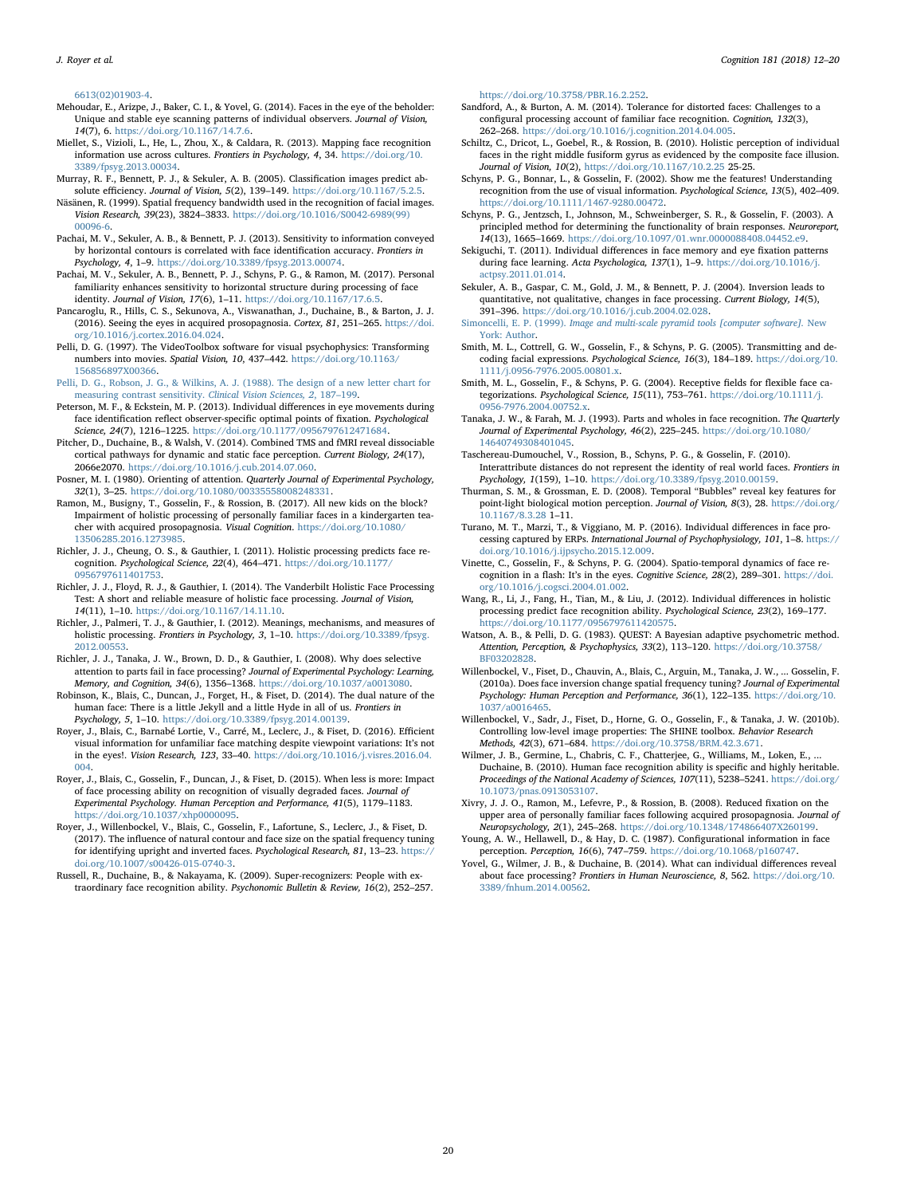6613(02)01903-4.

Mehoudar, E., Arizpe, J., Baker, C. I., & Yovel, G. (2014). Faces in the eye of the beholder: Unique and stable eye scanning patterns of individual observers. *Journal of Vision, 14*(7), 6. https://doi.org/10.1167/14.7.6.

Miellet, S., Vizioli, L., He, L., Zhou, X., & Caldara, R. (2013). Mapping face recognition information use across cultures. *Frontiers in Psychology, 4*, 34. https://doi.org/10.3389/fpsyg.2013.00034.

Murray, R. F., Bennett, P. J., & Sekuler, A. B. (2005). Classification images predict absolute efficiency. *Journal of Vision, 5*(2), 139–149. https://doi.org/10.1167/5.2.5.

Näsänen, R. (1999). Spatial frequency bandwidth used in the recognition of facial images. *Vision Research, 39*(23), 3824–3833. https://doi.org/10.1016/S0042-6989(99)00096-6.

Pachai, M. V., Sekuler, A. B., & Bennett, P. J. (2013). Sensitivity to information conveyed by horizontal contours is correlated with face identification accuracy. *Frontiers in Psychology, 4*, 1–9. https://doi.org/10.3389/fpsyg.2013.00074.

Pachai, M. V., Sekuler, A. B., Bennett, P. J., Schyns, P. G., & Ramon, M. (2017). Personal familiarity enhances sensitivity to horizontal structure during processing of face identity. *Journal of Vision, 17*(6), 1–11. https://doi.org/10.1167/17.6.5.

Pancaroglu, R., Hills, C. S., Sekunova, A., Viswanathan, J., Duchaine, B., & Barton, J. J. (2016). Seeing the eyes in acquired prosopagnosia. *Cortex, 81*, 251–265. https://doi.org/10.1016/j.cortex.2016.04.024.

Pelli, D. G. (1997). The VideoToolbox software for visual psychophysics: Transforming numbers into movies. *Spatial Vision, 10*, 437–442. https://doi.org/10.1163/156856897X00366.

Pelli, D. G., Robson, J. G., & Wilkins, A. J. (1988). The design of a new letter chart for measuring contrast sensitivity. *Clinical Vision Sciences, 2*, 187–199.

Peterson, M. F., & Eckstein, M. P. (2013). Individual differences in eye movements during face identification reflect observer-specific optimal points of fixation. *Psychological Science, 24*(7), 1216–1225. https://doi.org/10.1177/0956797612471684.

Pitcher, D., Duchaine, B., & Walsh, V. (2014). Combined TMS and fMRI reveal dissociable cortical pathways for dynamic and static face perception. *Current Biology, 24*(17), 2066e2070. https://doi.org/10.1016/j.cub.2014.07.060.

Posner, M. I. (1980). Orienting of attention. *Quarterly Journal of Experimental Psychology, 32*(1), 3–25. https://doi.org/10.1080/00335558008248231.

Ramon, M., Busigny, T., Gosselin, F., & Rossion, B. (2017). All new kids on the block? Impairment of holistic processing of personally familiar faces in a kindergarten teacher with acquired prosopagnosia. *Visual Cognition*. https://doi.org/10.1080/13506285.2016.1273985.

Richler, J. J., Cheung, O. S., & Gauthier, I. (2011). Holistic processing predicts face recognition. *Psychological Science, 22*(4), 464–471. https://doi.org/10.1177/0956797611401753.

Richler, J. J., Floyd, R. J., & Gauthier, I. (2014). The Vanderbilt Holistic Face Processing Test: A short and reliable measure of holistic face processing. *Journal of Vision, 14*(11), 1–10. https://doi.org/10.1167/14.11.10.

Richler, J., Palmeri, T. J., & Gauthier, I. (2012). Meanings, mechanisms, and measures of holistic processing. *Frontiers in Psychology, 3*, 1–10. https://doi.org/10.3389/fpsyg.2012.00553.

Richler, J. J., Tanaka, J. W., Brown, D. D., & Gauthier, I. (2008). Why does selective attention to parts fail in face processing? *Journal of Experimental Psychology: Learning, Memory, and Cognition, 34*(6), 1356–1368. https://doi.org/10.1037/a0013080.

Robinson, K., Blais, C., Duncan, J., Forget, H., & Fiset, D. (2014). The dual nature of the human face: There is a little Jekyll and a little Hyde in all of us. *Frontiers in Psychology, 5*, 1–10. https://doi.org/10.3389/fpsyg.2014.00139.

Royer, J., Blais, C., Barnabé Lortie, V., Carré, M., Leclerc, J., & Fiset, D. (2016). Efficient visual information for unfamiliar face matching despite viewpoint variations: It's not in the eyes!. *Vision Research, 123*, 33–40. https://doi.org/10.1016/j.visres.2016.04.004.

Royer, J., Blais, C., Gosselin, F., Duncan, J., & Fiset, D. (2015). When less is more: Impact of face processing ability on recognition of visually degraded faces. *Journal of Experimental Psychology. Human Perception and Performance, 41*(5), 1179–1183. https://doi.org/10.1037/xhp0000095.

Royer, J., Willenbockel, V., Blais, C., Gosselin, F., Lafortune, S., Leclerc, J., & Fiset, D. (2017). The influence of natural contour and face size on the spatial frequency tuning for identifying upright and inverted faces. *Psychological Research, 81*, 13–23. https://doi.org/10.1007/s00426-015-0740-3.

Russell, R., Duchaine, B., & Nakayama, K. (2009). Super-recognizers: People with extraordinary face recognition ability. *Psychonomic Bulletin & Review, 16*(2), 252–257. https://doi.org/10.3758/PBR.16.2.252.

Sandford, A., & Burton, A. M. (2014). Tolerance for distorted faces: Challenges to a configural processing account of familiar face recognition. *Cognition, 132*(3), 262–268. https://doi.org/10.1016/j.cognition.2014.04.005.

Schiltz, C., Dricot, L., Goebel, R., & Rossion, B. (2010). Holistic perception of individual faces in the right middle fusiform gyrus as evidenced by the composite face illusion. *Journal of Vision, 10*(2), https://doi.org/10.1167/10.2.25 25-25.

Schyns, P. G., Bonnar, L., & Gosselin, F. (2002). Show me the features! Understanding recognition from the use of visual information. *Psychological Science, 13*(5), 402–409. https://doi.org/10.1111/1467-9280.00472.

Schyns, P. G., Jentzsch, I., Johnson, M., Schweinberger, S. R., & Gosselin, F. (2003). A principled method for determining the functionality of brain responses. *Neuroreport, 14*(13), 1665–1669. https://doi.org/10.1097/01.wnr.0000088408.04452.e9.

Sekiguchi, T. (2011). Individual differences in face memory and eye fixation patterns during face learning. *Acta Psychologica, 137*(1), 1–9. https://doi.org/10.1016/j.actpsy.2011.01.014.

Sekuler, A. B., Gaspar, C. M., Gold, J. M., & Bennett, P. J. (2004). Inversion leads to quantitative, not qualitative, changes in face processing. *Current Biology, 14*(5), 391–396. https://doi.org/10.1016/j.cub.2004.02.028.

Simoncelli, E. P. (1999). *Image and multi-scale pyramid tools [computer software]*. New York: Author.

Smith, M. L., Cottrell, G. W., Gosselin, F., & Schyns, P. G. (2005). Transmitting and decoding facial expressions. *Psychological Science, 16*(3), 184–189. https://doi.org/10.1111/j.0956-7976.2005.00801.x.

Smith, M. L., Gosselin, F., & Schyns, P. G. (2004). Receptive fields for flexible face categorizations. *Psychological Science, 15*(11), 753–761. https://doi.org/10.1111/j.0956-7976.2004.00752.x.

Tanaka, J. W., & Farah, M. J. (1993). Parts and wholes in face recognition. *The Quarterly Journal of Experimental Psychology, 46*(2), 225–245. https://doi.org/10.1080/14640749308401045.

Taschereau-Dumouchel, V., Rossion, B., Schyns, P. G., & Gosselin, F. (2010). Interattribute distances do not represent the identity of real world faces. *Frontiers in Psychology, 1*(159), 1–10. https://doi.org/10.3389/fpsyg.2010.00159.

Thurman, S. M., & Grossman, E. D. (2008). Temporal "Bubbles" reveal key features for point-light biological motion perception. *Journal of Vision, 8*(3), 28. https://doi.org/10.1167/8.3.28 1–11.

Turano, M. T., Marzi, T., & Viggiano, M. P. (2016). Individual differences in face processing captured by ERPs. *International Journal of Psychophysiology, 101*, 1–8. https://doi.org/10.1016/j.ijpsycho.2015.12.009.

Vinette, C., Gosselin, F., & Schyns, P. G. (2004). Spatio-temporal dynamics of face recognition in a flash: It's in the eyes. *Cognitive Science, 28*(2), 289–301. https://doi.org/10.1016/j.cogsci.2004.01.002.

Wang, R., Li, J., Fang, H., Tian, M., & Liu, J. (2012). Individual differences in holistic processing predict face recognition ability. *Psychological Science, 23*(2), 169–177. https://doi.org/10.1177/0956797611420575.

Watson, A. B., & Pelli, D. G. (1983). QUEST: A Bayesian adaptive psychometric method. *Attention, Perception, & Psychophysics, 33*(2), 113–120. https://doi.org/10.3758/BF03202828.

Willenbockel, V., Fiset, D., Chauvin, A., Blais, C., Arguin, M., Tanaka, J. W., ... Gosselin, F. (2010a). Does face inversion change spatial frequency tuning? *Journal of Experimental Psychology: Human Perception and Performance, 36*(1), 122–135. https://doi.org/10.1037/a0016465.

Willenbockel, V., Sadr, J., Fiset, D., Horne, G. O., Gosselin, F., & Tanaka, J. W. (2010b). Controlling low-level image properties: The SHINE toolbox. *Behavior Research Methods, 42*(3), 671–684. https://doi.org/10.3758/BRM.42.3.671.

Wilmer, J. B., Germine, L., Chabris, C. F., Chatterjee, G., Williams, M., Loken, E., ... Duchaine, B. (2010). Human face recognition ability is specific and highly heritable. *Proceedings of the National Academy of Sciences, 107*(11), 5238–5241. https://doi.org/10.1073/pnas.0913053107.

Xivry, J. J. O., Ramon, M., Lefevre, P., & Rossion, B. (2008). Reduced fixation on the upper area of personally familiar faces following acquired prosopagnosia. *Journal of Neuropsychology, 2*(1), 245–268. https://doi.org/10.1348/174866407X260199.

Young, A. W., Hellawell, D., & Hay, D. C. (1987). Configurational information in face perception. *Perception, 16*(6), 747–759. https://doi.org/10.1068/p160747.

Yovel, G., Wilmer, J. B., & Duchaine, B. (2014). What can individual differences reveal about face processing? *Frontiers in Human Neuroscience, 8*, 562. https://doi.org/10.3389/fnhum.2014.00562.